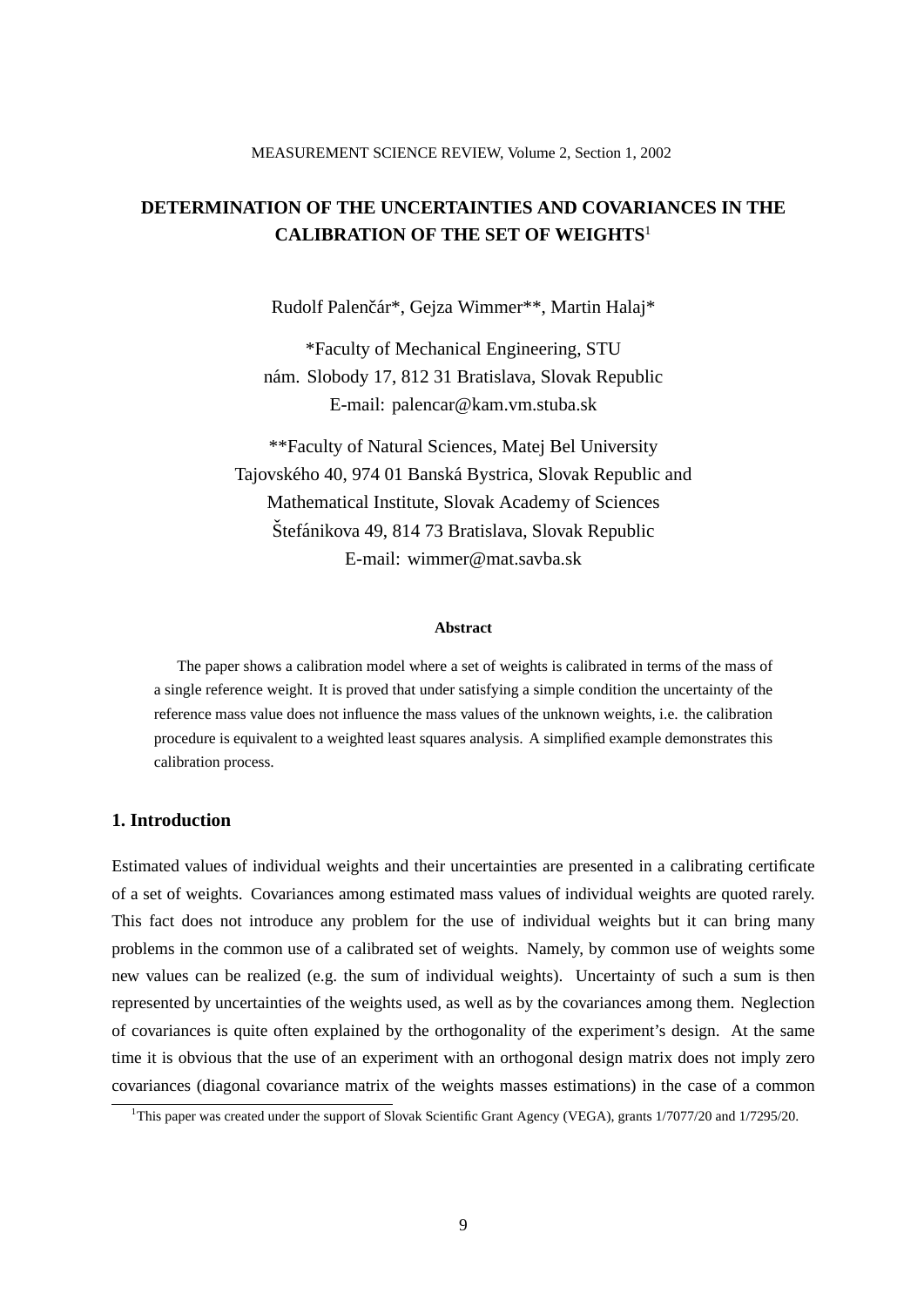# DETERMINATION OF THE UNCERTAINTIES AND COVARIANCES IN THE CALIBRATION OF THE SET OF WEIGHTS[1]

Rudolf Palenčár*, Gejza Wimmer**, Martin Halaj*

*Faculty of Mechanical Engineering, STU
nám. Slobody 17, 812 31 Bratislava, Slovak Republic
E-mail: palencar@kam.vm.stuba.sk

**Faculty of Natural Sciences, Matej Bel University
Tajovského 40, 974 01 Banská Bystrica, Slovak Republic and
Mathematical Institute, Slovak Academy of Sciences
Štefánikova 49, 814 73 Bratislava, Slovak Republic
E-mail: wimmer@mat.savba.sk

**Abstract**

The paper shows a calibration model where a set of weights is calibrated in terms of the mass of a single reference weight. It is proved that under satisfying a simple condition the uncertainty of the reference mass value does not influence the mass values of the unknown weights, i.e. the calibration procedure is equivalent to a weighted least squares analysis. A simplified example demonstrates this calibration process.

## 1. Introduction

Estimated values of individual weights and their uncertainties are presented in a calibrating certificate of a set of weights. Covariances among estimated mass values of individual weights are quoted rarely. This fact does not introduce any problem for the use of individual weights but it can bring many problems in the common use of a calibrated set of weights. Namely, by common use of weights some new values can be realized (e.g. the sum of individual weights). Uncertainty of such a sum is then represented by uncertainties of the weights used, as well as by the covariances among them. Neglection of covariances is quite often explained by the orthogonality of the experiment's design. At the same time it is obvious that the use of an experiment with an orthogonal design matrix does not imply zero covariances (diagonal covariance matrix of the weights masses estimations) in the case of a common

[1] This paper was created under the support of Slovak Scientific Grant Agency (VEGA), grants 1/7077/20 and 1/7295/20.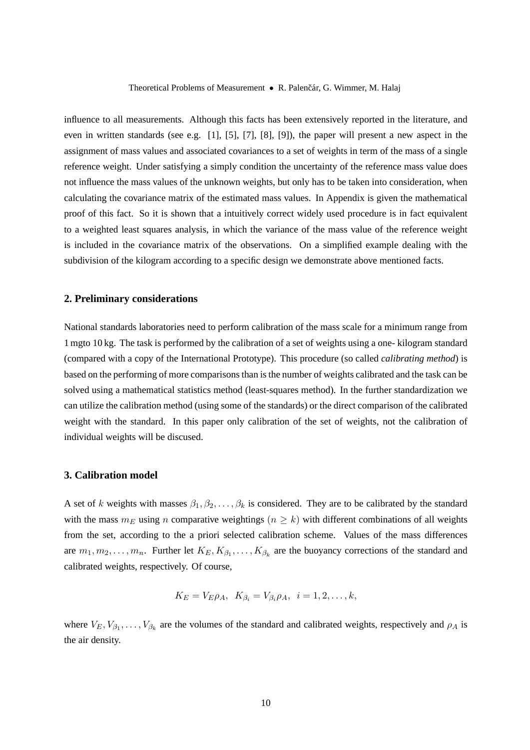influence to all measurements. Although this facts has been extensively reported in the literature, and even in written standards (see e.g. [1], [5], [7], [8], [9]), the paper will present a new aspect in the assignment of mass values and associated covariances to a set of weights in term of the mass of a single reference weight. Under satisfying a simply condition the uncertainty of the reference mass value does not influence the mass values of the unknown weights, but only has to be taken into consideration, when calculating the covariance matrix of the estimated mass values. In Appendix is given the mathematical proof of this fact. So it is shown that a intuitively correct widely used procedure is in fact equivalent to a weighted least squares analysis, in which the variance of the mass value of the reference weight is included in the covariance matrix of the observations. On a simplified example dealing with the subdivision of the kilogram according to a specific design we demonstrate above mentioned facts.

## 2. Preliminary considerations

National standards laboratories need to perform calibration of the mass scale for a minimum range from 1 mgto 10 kg. The task is performed by the calibration of a set of weights using a one- kilogram standard (compared with a copy of the International Prototype). This procedure (so called *calibrating method*) is based on the performing of more comparisons than is the number of weights calibrated and the task can be solved using a mathematical statistics method (least-squares method). In the further standardization we can utilize the calibration method (using some of the standards) or the direct comparison of the calibrated weight with the standard. In this paper only calibration of the set of weights, not the calibration of individual weights will be discused.

## 3. Calibration model

A set of $k$ weights with masses $\beta_1, \beta_2, \ldots, \beta_k$ is considered. They are to be calibrated by the standard with the mass $m_E$ using $n$ comparative weightings ($n \geq k$) with different combinations of all weights from the set, according to the a priori selected calibration scheme. Values of the mass differences are $m_1, m_2, \ldots, m_n$. Further let $K_E, K_{\beta_1}, \ldots, K_{\beta_k}$ are the buoyancy corrections of the standard and calibrated weights, respectively. Of course,

$$K_E = V_E \rho_A, \;\; K_{\beta_i} = V_{\beta_i} \rho_A, \;\; i = 1, 2, \ldots, k,$$

where $V_E, V_{\beta_1}, \ldots, V_{\beta_k}$ are the volumes of the standard and calibrated weights, respectively and $\rho_A$ is the air density.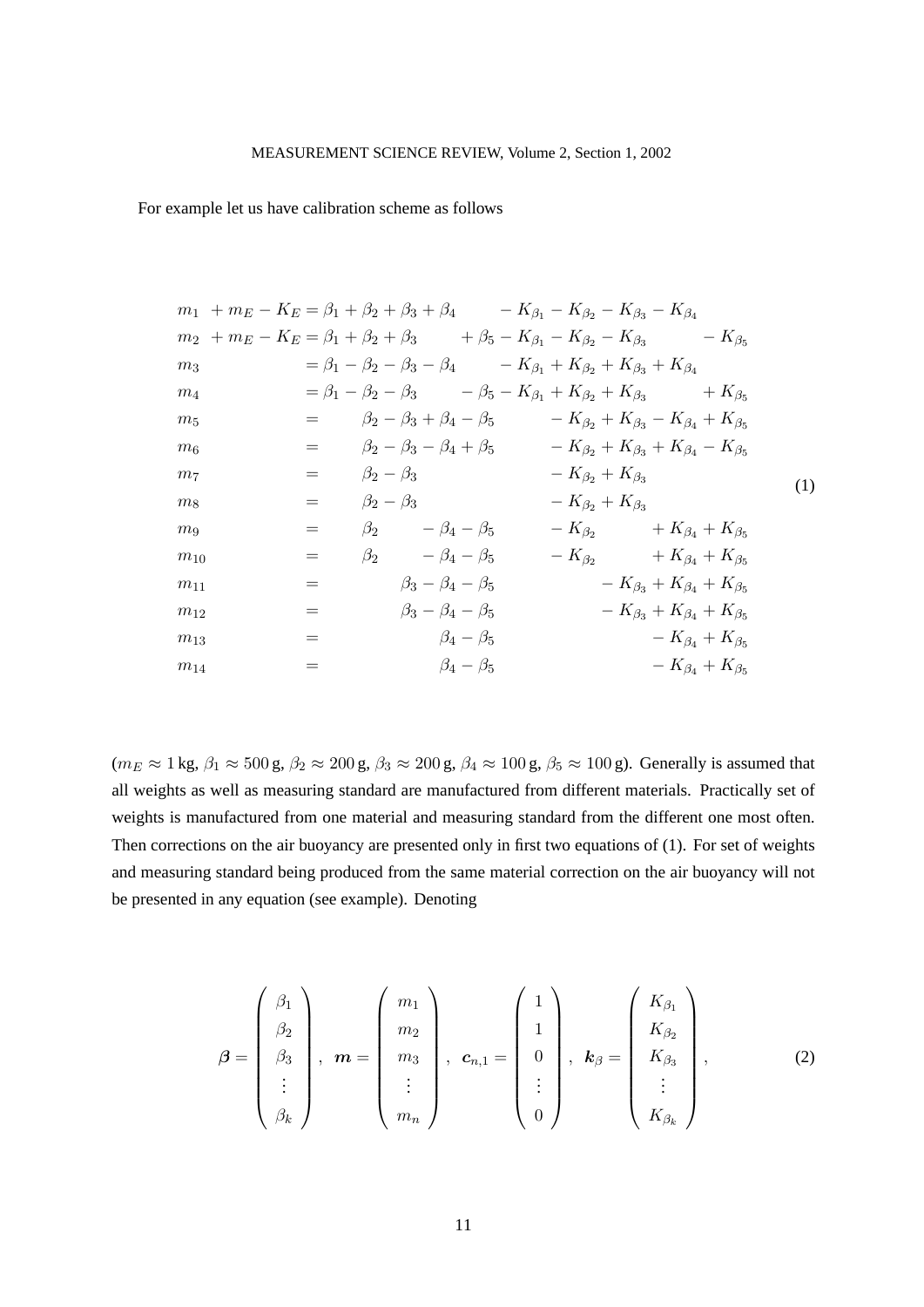For example let us have calibration scheme as follows

$$
\begin{array}{lcl}
m_1 + m_E - K_E & = & \beta_1 + \beta_2 + \beta_3 + \beta_4 - K_{\beta_1} - K_{\beta_2} - K_{\beta_3} - K_{\beta_4} \\
m_2 + m_E - K_E & = & \beta_1 + \beta_2 + \beta_3 + \beta_5 - K_{\beta_1} - K_{\beta_2} - K_{\beta_3} - K_{\beta_5} \\
m_3 & = & \beta_1 - \beta_2 - \beta_3 - \beta_4 - K_{\beta_1} + K_{\beta_2} + K_{\beta_3} + K_{\beta_4} \\
m_4 & = & \beta_1 - \beta_2 - \beta_3 - \beta_5 - K_{\beta_1} + K_{\beta_2} + K_{\beta_3} + K_{\beta_5} \\
m_5 & = & \beta_2 - \beta_3 + \beta_4 - \beta_5 - K_{\beta_2} + K_{\beta_3} - K_{\beta_4} + K_{\beta_5} \\
m_6 & = & \beta_2 - \beta_3 - \beta_4 + \beta_5 - K_{\beta_2} + K_{\beta_3} + K_{\beta_4} - K_{\beta_5} \\
m_7 & = & \beta_2 - \beta_3 - K_{\beta_2} + K_{\beta_3} \\
m_8 & = & \beta_2 - \beta_3 - K_{\beta_2} + K_{\beta_3} \\
m_9 & = & \beta_2 - \beta_4 - \beta_5 - K_{\beta_2} + K_{\beta_4} + K_{\beta_5} \\
m_{10} & = & \beta_2 - \beta_4 - \beta_5 - K_{\beta_2} + K_{\beta_4} + K_{\beta_5} \\
m_{11} & = & \beta_3 - \beta_4 - \beta_5 - K_{\beta_3} + K_{\beta_4} + K_{\beta_5} \\
m_{12} & = & \beta_3 - \beta_4 - \beta_5 - K_{\beta_3} + K_{\beta_4} + K_{\beta_5} \\
m_{13} & = & \beta_4 - \beta_5 - K_{\beta_4} + K_{\beta_5} \\
m_{14} & = & \beta_4 - \beta_5 - K_{\beta_4} + K_{\beta_5}
\end{array}
\qquad (1)
$$

($m_E \approx 1\,\text{kg}$, $\beta_1 \approx 500\,\text{g}$, $\beta_2 \approx 200\,\text{g}$, $\beta_3 \approx 200\,\text{g}$, $\beta_4 \approx 100\,\text{g}$, $\beta_5 \approx 100\,\text{g}$). Generally is assumed that all weights as well as measuring standard are manufactured from different materials. Practically set of weights is manufactured from one material and measuring standard from the different one most often. Then corrections on the air buoyancy are presented only in first two equations of (1). For set of weights and measuring standard being produced from the same material correction on the air buoyancy will not be presented in any equation (see example). Denoting

$$
\boldsymbol{\beta} = \begin{pmatrix} \beta_1 \\ \beta_2 \\ \beta_3 \\ \vdots \\ \beta_k \end{pmatrix}, \quad \boldsymbol{m} = \begin{pmatrix} m_1 \\ m_2 \\ m_3 \\ \vdots \\ m_n \end{pmatrix}, \quad \boldsymbol{c}_{n,1} = \begin{pmatrix} 1 \\ 1 \\ 0 \\ \vdots \\ 0 \end{pmatrix}, \quad \boldsymbol{k}_\beta = \begin{pmatrix} K_{\beta_1} \\ K_{\beta_2} \\ K_{\beta_3} \\ \vdots \\ K_{\beta_k} \end{pmatrix}, \qquad (2)
$$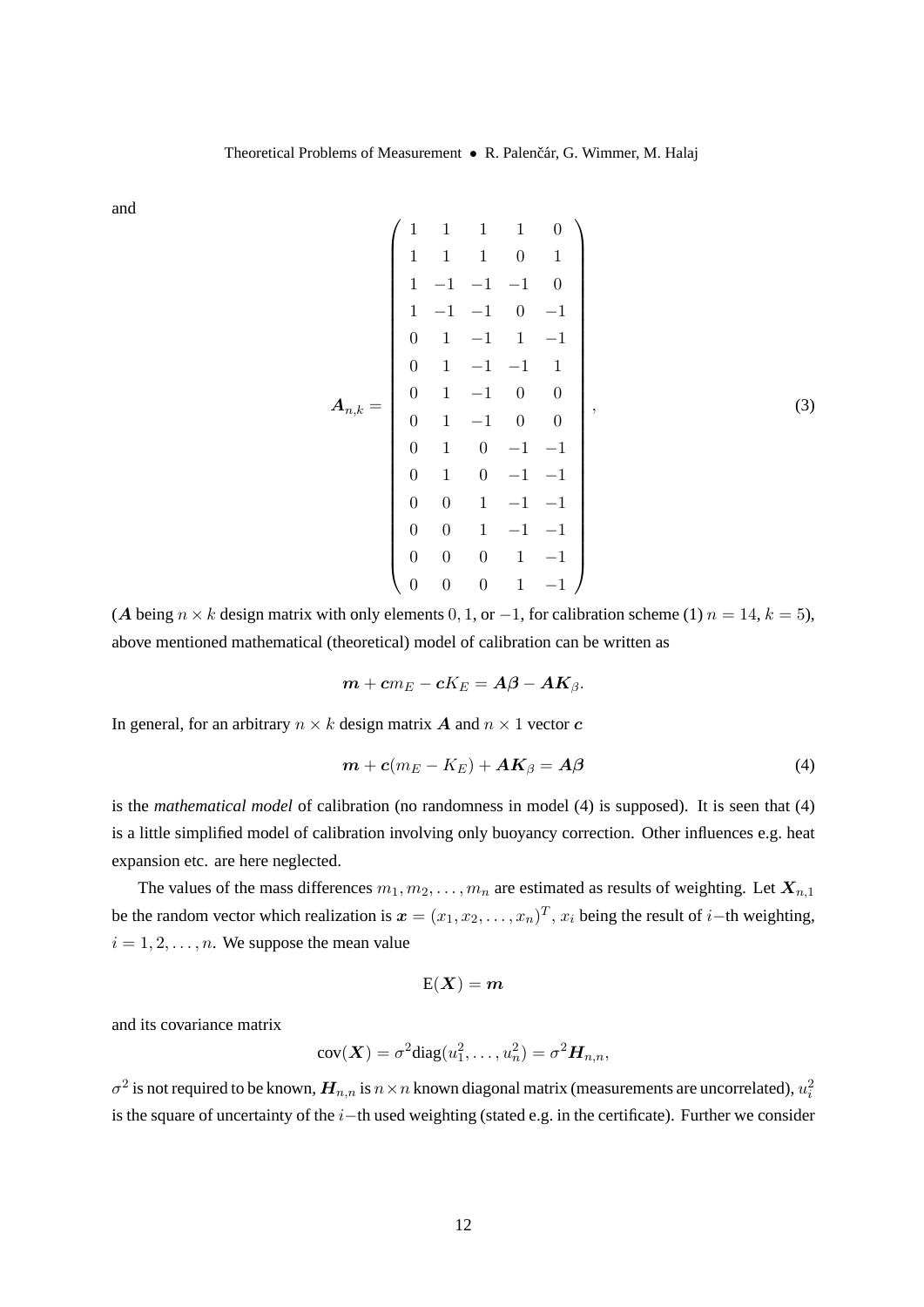and

$$
\boldsymbol{A}_{n,k} = \begin{pmatrix}
1 & 1 & 1 & 1 & 0 \\
1 & 1 & 1 & 0 & 1 \\
1 & -1 & -1 & -1 & 0 \\
1 & -1 & -1 & 0 & -1 \\
0 & 1 & -1 & 1 & -1 \\
0 & 1 & -1 & -1 & 1 \\
0 & 1 & -1 & 0 & 0 \\
0 & 1 & -1 & 0 & 0 \\
0 & 1 & 0 & -1 & -1 \\
0 & 1 & 0 & -1 & -1 \\
0 & 0 & 1 & -1 & -1 \\
0 & 0 & 1 & -1 & -1 \\
0 & 0 & 0 & 1 & -1 \\
0 & 0 & 0 & 1 & -1
\end{pmatrix}, \tag{3}
$$

($\boldsymbol{A}$ being $n \times k$ design matrix with only elements $0, 1$, or $-1$, for calibration scheme (1) $n = 14$, $k = 5$), above mentioned mathematical (theoretical) model of calibration can be written as

$$
\boldsymbol{m} + \boldsymbol{c} m_E - \boldsymbol{c} K_E = \boldsymbol{A}\boldsymbol{\beta} - \boldsymbol{A}\boldsymbol{K}_\beta .
$$

In general, for an arbitrary $n \times k$ design matrix $\boldsymbol{A}$ and $n \times 1$ vector $\boldsymbol{c}$

$$
\boldsymbol{m} + \boldsymbol{c}(m_E - K_E) + \boldsymbol{A}\boldsymbol{K}_\beta = \boldsymbol{A}\boldsymbol{\beta} \tag{4}
$$

is the *mathematical model* of calibration (no randomness in model (4) is supposed). It is seen that (4) is a little simplified model of calibration involving only buoyancy correction. Other influences e.g. heat expansion etc. are here neglected.

The values of the mass differences $m_1, m_2, \ldots, m_n$ are estimated as results of weighting. Let $\boldsymbol{X}_{n,1}$ be the random vector which realization is $\boldsymbol{x} = (x_1, x_2, \ldots, x_n)^T$, $x_i$ being the result of $i-$th weighting, $i = 1, 2, \ldots, n$. We suppose the mean value

$$
\mathrm{E}(\boldsymbol{X}) = \boldsymbol{m}
$$

and its covariance matrix

$$
\mathrm{cov}(\boldsymbol{X}) = \sigma^2 \mathrm{diag}(u_1^2, \ldots, u_n^2) = \sigma^2 \boldsymbol{H}_{n,n},
$$

$\sigma^2$ is not required to be known, $\boldsymbol{H}_{n,n}$ is $n \times n$ known diagonal matrix (measurements are uncorrelated), $u_i^2$ is the square of uncertainty of the $i-$th used weighting (stated e.g. in the certificate). Further we consider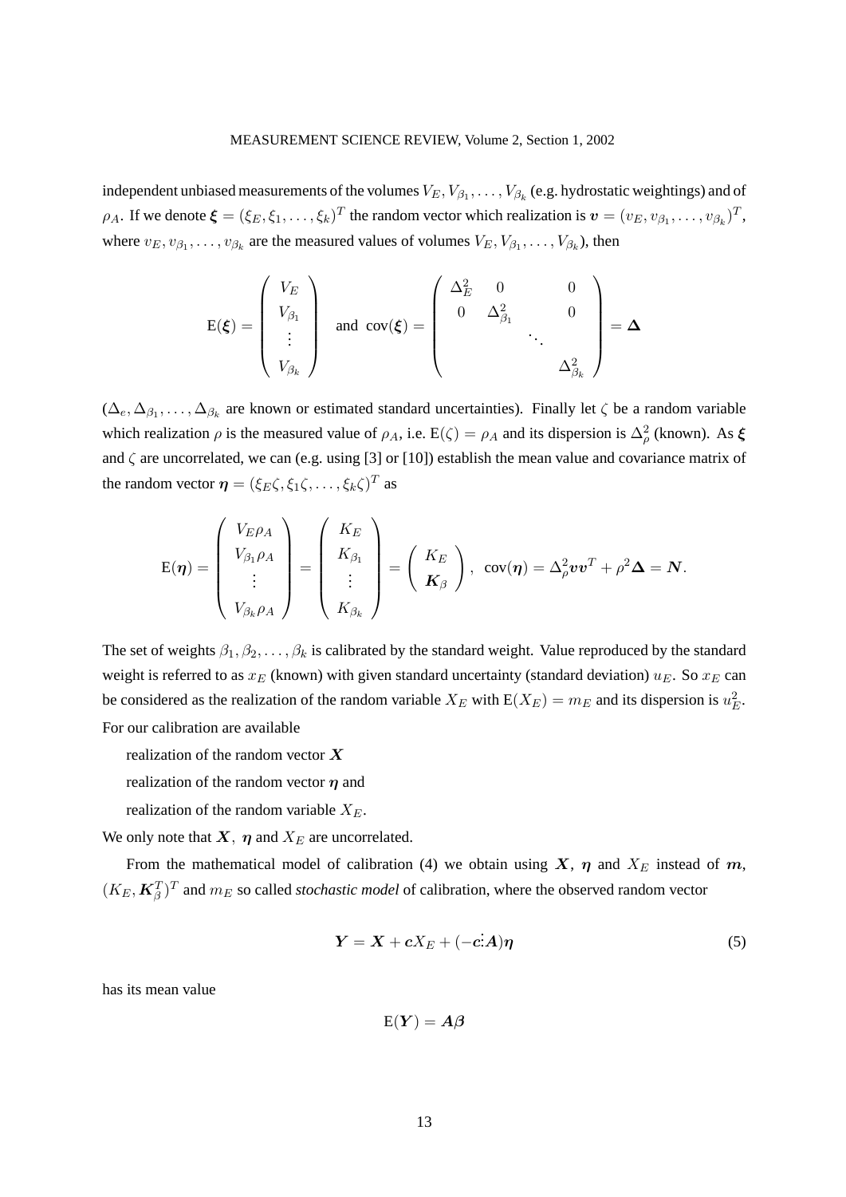independent unbiased measurements of the volumes $V_E, V_{\beta_1}, \dots, V_{\beta_k}$ (e.g. hydrostatic weightings) and of $\rho_A$. If we denote $\boldsymbol{\xi} = (\xi_E, \xi_1, \dots, \xi_k)^T$ the random vector which realization is $\boldsymbol{v} = (v_E, v_{\beta_1}, \dots, v_{\beta_k})^T$, where $v_E, v_{\beta_1}, \dots, v_{\beta_k}$ are the measured values of volumes $V_E, V_{\beta_1}, \dots, V_{\beta_k}$), then

$$
\mathrm{E}(\boldsymbol{\xi}) = \begin{pmatrix} V_E \\ V_{\beta_1} \\ \vdots \\ V_{\beta_k} \end{pmatrix} \quad \text{and} \quad \mathrm{cov}(\boldsymbol{\xi}) = \begin{pmatrix} \Delta_E^2 & 0 & & 0 \\ 0 & \Delta_{\beta_1}^2 & & 0 \\ & & \ddots & \\ & & & \Delta_{\beta_k}^2 \end{pmatrix} = \boldsymbol{\Delta}
$$

($\Delta_e, \Delta_{\beta_1}, \dots, \Delta_{\beta_k}$ are known or estimated standard uncertainties). Finally let $\zeta$ be a random variable which realization $\rho$ is the measured value of $\rho_A$, i.e. $\mathrm{E}(\zeta) = \rho_A$ and its dispersion is $\Delta_\rho^2$ (known). As $\boldsymbol{\xi}$ and $\zeta$ are uncorrelated, we can (e.g. using [3] or [10]) establish the mean value and covariance matrix of the random vector $\boldsymbol{\eta} = (\xi_E\zeta, \xi_1\zeta, \dots, \xi_k\zeta)^T$ as

$$
\mathrm{E}(\boldsymbol{\eta}) = \begin{pmatrix} V_E\rho_A \\ V_{\beta_1}\rho_A \\ \vdots \\ V_{\beta_k}\rho_A \end{pmatrix} = \begin{pmatrix} K_E \\ K_{\beta_1} \\ \vdots \\ K_{\beta_k} \end{pmatrix} = \begin{pmatrix} K_E \\ \boldsymbol{K}_\beta \end{pmatrix}, \quad \mathrm{cov}(\boldsymbol{\eta}) = \Delta_\rho^2 \boldsymbol{v}\boldsymbol{v}^T + \rho^2\boldsymbol{\Delta} = \boldsymbol{N}.
$$

The set of weights $\beta_1, \beta_2, \dots, \beta_k$ is calibrated by the standard weight. Value reproduced by the standard weight is referred to as $x_E$ (known) with given standard uncertainty (standard deviation) $u_E$. So $x_E$ can be considered as the realization of the random variable $X_E$ with $\mathrm{E}(X_E) = m_E$ and its dispersion is $u_E^2$. For our calibration are available

realization of the random vector $\boldsymbol{X}$

realization of the random vector $\boldsymbol{\eta}$ and

realization of the random variable $X_E$.

We only note that $\boldsymbol{X}$, $\boldsymbol{\eta}$ and $X_E$ are uncorrelated.

From the mathematical model of calibration (4) we obtain using $\boldsymbol{X}$, $\boldsymbol{\eta}$ and $X_E$ instead of $\boldsymbol{m}$, $(K_E, \boldsymbol{K}_\beta^T)^T$ and $m_E$ so called *stochastic model* of calibration, where the observed random vector

$$
\boldsymbol{Y} = \boldsymbol{X} + \boldsymbol{c}X_E + (-\boldsymbol{c} \vdots \boldsymbol{A})\boldsymbol{\eta} \tag{5}
$$

has its mean value

$$
\mathrm{E}(\boldsymbol{Y}) = \boldsymbol{A}\boldsymbol{\beta}
$$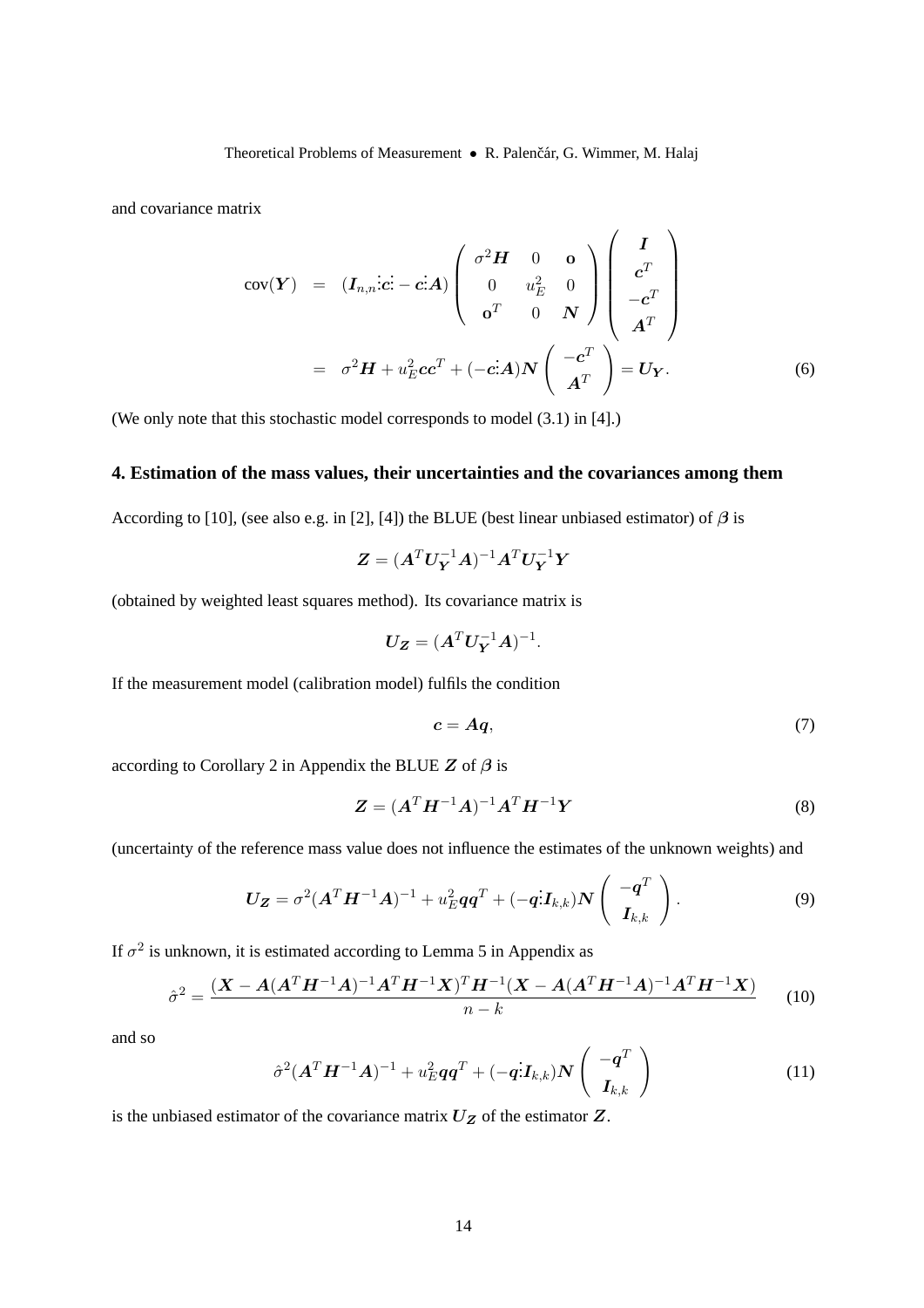and covariance matrix

$$
\begin{aligned}
\operatorname{cov}(\boldsymbol{Y}) &= (\boldsymbol{I}_{n,n} \vdots \boldsymbol{c} \vdots - \boldsymbol{c} \vdots \boldsymbol{A}) \begin{pmatrix} \sigma^2 \boldsymbol{H} & 0 & \mathbf{o} \\ 0 & u_E^2 & 0 \\ \mathbf{o}^T & 0 & \boldsymbol{N} \end{pmatrix} \begin{pmatrix} \boldsymbol{I} \\ \boldsymbol{c}^T \\ -\boldsymbol{c}^T \\ \boldsymbol{A}^T \end{pmatrix} \\
&= \sigma^2 \boldsymbol{H} + u_E^2 \boldsymbol{c}\boldsymbol{c}^T + (-\boldsymbol{c} \vdots \boldsymbol{A}) \boldsymbol{N} \begin{pmatrix} -\boldsymbol{c}^T \\ \boldsymbol{A}^T \end{pmatrix} = \boldsymbol{U}_{\boldsymbol{Y}}.
\end{aligned} \tag{6}
$$

(We only note that this stochastic model corresponds to model (3.1) in [4].)

## 4. Estimation of the mass values, their uncertainties and the covariances among them

According to [10], (see also e.g. in [2], [4]) the BLUE (best linear unbiased estimator) of $\boldsymbol{\beta}$ is

$$
\boldsymbol{Z} = (\boldsymbol{A}^T \boldsymbol{U}_{\boldsymbol{Y}}^{-1} \boldsymbol{A})^{-1} \boldsymbol{A}^T \boldsymbol{U}_{\boldsymbol{Y}}^{-1} \boldsymbol{Y}
$$

(obtained by weighted least squares method). Its covariance matrix is

$$
\boldsymbol{U}_{\boldsymbol{Z}} = (\boldsymbol{A}^T \boldsymbol{U}_{\boldsymbol{Y}}^{-1} \boldsymbol{A})^{-1}.
$$

If the measurement model (calibration model) fulfils the condition

$$
\boldsymbol{c} = \boldsymbol{A}\boldsymbol{q}, \tag{7}
$$

according to Corollary 2 in Appendix the BLUE $\boldsymbol{Z}$ of $\boldsymbol{\beta}$ is

$$
\boldsymbol{Z} = (\boldsymbol{A}^T \boldsymbol{H}^{-1} \boldsymbol{A})^{-1} \boldsymbol{A}^T \boldsymbol{H}^{-1} \boldsymbol{Y} \tag{8}
$$

(uncertainty of the reference mass value does not influence the estimates of the unknown weights) and

$$
\boldsymbol{U}_{\boldsymbol{Z}} = \sigma^2 (\boldsymbol{A}^T \boldsymbol{H}^{-1} \boldsymbol{A})^{-1} + u_E^2 \boldsymbol{q}\boldsymbol{q}^T + (-\boldsymbol{q} \vdots \boldsymbol{I}_{k,k}) \boldsymbol{N} \begin{pmatrix} -\boldsymbol{q}^T \\ \boldsymbol{I}_{k,k} \end{pmatrix}. \tag{9}
$$

If $\sigma^2$ is unknown, it is estimated according to Lemma 5 in Appendix as

$$
\hat{\sigma}^2 = \frac{(\boldsymbol{X} - \boldsymbol{A}(\boldsymbol{A}^T \boldsymbol{H}^{-1} \boldsymbol{A})^{-1} \boldsymbol{A}^T \boldsymbol{H}^{-1} \boldsymbol{X})^T \boldsymbol{H}^{-1} (\boldsymbol{X} - \boldsymbol{A}(\boldsymbol{A}^T \boldsymbol{H}^{-1} \boldsymbol{A})^{-1} \boldsymbol{A}^T \boldsymbol{H}^{-1} \boldsymbol{X})}{n-k} \tag{10}
$$

and so

$$
\hat{\sigma}^2 (\boldsymbol{A}^T \boldsymbol{H}^{-1} \boldsymbol{A})^{-1} + u_E^2 \boldsymbol{q}\boldsymbol{q}^T + (-\boldsymbol{q} \vdots \boldsymbol{I}_{k,k}) \boldsymbol{N} \begin{pmatrix} -\boldsymbol{q}^T \\ \boldsymbol{I}_{k,k} \end{pmatrix} \tag{11}
$$

is the unbiased estimator of the covariance matrix $\boldsymbol{U}_{\boldsymbol{Z}}$ of the estimator $\boldsymbol{Z}$.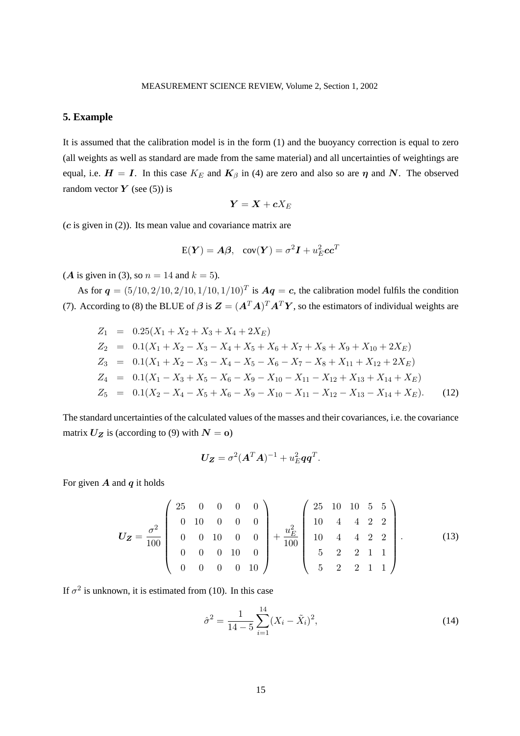## 5. Example

It is assumed that the calibration model is in the form (1) and the buoyancy correction is equal to zero (all weights as well as standard are made from the same material) and all uncertainties of weightings are equal, i.e. $\boldsymbol{H} = \boldsymbol{I}$. In this case $K_E$ and $\boldsymbol{K}_\beta$ in (4) are zero and also so are $\boldsymbol{\eta}$ and $\boldsymbol{N}$. The observed random vector $\boldsymbol{Y}$ (see (5)) is

$$\boldsymbol{Y} = \boldsymbol{X} + \boldsymbol{c}X_E$$

($\boldsymbol{c}$ is given in (2)). Its mean value and covariance matrix are

$$\mathrm{E}(\boldsymbol{Y}) = \boldsymbol{A\beta}, \quad \mathrm{cov}(\boldsymbol{Y}) = \sigma^2\boldsymbol{I} + u_E^2\boldsymbol{c}\boldsymbol{c}^T$$

($\boldsymbol{A}$ is given in (3), so $n = 14$ and $k = 5$).

As for $\boldsymbol{q} = (5/10, 2/10, 2/10, 1/10, 1/10)^T$ is $\boldsymbol{Aq} = \boldsymbol{c}$, the calibration model fulfils the condition (7). According to (8) the BLUE of $\boldsymbol{\beta}$ is $\boldsymbol{Z} = (\boldsymbol{A}^T\boldsymbol{A})^T\boldsymbol{A}^T\boldsymbol{Y}$, so the estimators of individual weights are

$$\begin{aligned}
Z_1 &= 0.25(X_1 + X_2 + X_3 + X_4 + 2X_E) \\
Z_2 &= 0.1(X_1 + X_2 - X_3 - X_4 + X_5 + X_6 + X_7 + X_8 + X_9 + X_{10} + 2X_E) \\
Z_3 &= 0.1(X_1 + X_2 - X_3 - X_4 - X_5 - X_6 - X_7 - X_8 + X_{11} + X_{12} + 2X_E) \\
Z_4 &= 0.1(X_1 - X_3 + X_5 - X_6 - X_9 - X_{10} - X_{11} - X_{12} + X_{13} + X_{14} + X_E) \\
Z_5 &= 0.1(X_2 - X_4 - X_5 + X_6 - X_9 - X_{10} - X_{11} - X_{12} - X_{13} - X_{14} + X_E).
\end{aligned} \tag{12}$$

The standard uncertainties of the calculated values of the masses and their covariances, i.e. the covariance matrix $\boldsymbol{U_Z}$ is (according to (9) with $\boldsymbol{N} = \mathbf{o}$)

$$\boldsymbol{U_Z} = \sigma^2(\boldsymbol{A}^T\boldsymbol{A})^{-1} + u_E^2\boldsymbol{q}\boldsymbol{q}^T.$$

For given $\boldsymbol{A}$ and $\boldsymbol{q}$ it holds

$$\boldsymbol{U_Z} = \frac{\sigma^2}{100}\begin{pmatrix} 25 & 0 & 0 & 0 & 0 \\ 0 & 10 & 0 & 0 & 0 \\ 0 & 0 & 10 & 0 & 0 \\ 0 & 0 & 0 & 10 & 0 \\ 0 & 0 & 0 & 0 & 10 \end{pmatrix} + \frac{u_E^2}{100}\begin{pmatrix} 25 & 10 & 10 & 5 & 5 \\ 10 & 4 & 4 & 2 & 2 \\ 10 & 4 & 4 & 2 & 2 \\ 5 & 2 & 2 & 1 & 1 \\ 5 & 2 & 2 & 1 & 1 \end{pmatrix}. \tag{13}$$

If $\sigma^2$ is unknown, it is estimated from (10). In this case

$$\hat{\sigma}^2 = \frac{1}{14-5}\sum_{i=1}^{14}(X_i - \tilde{X}_i)^2, \tag{14}$$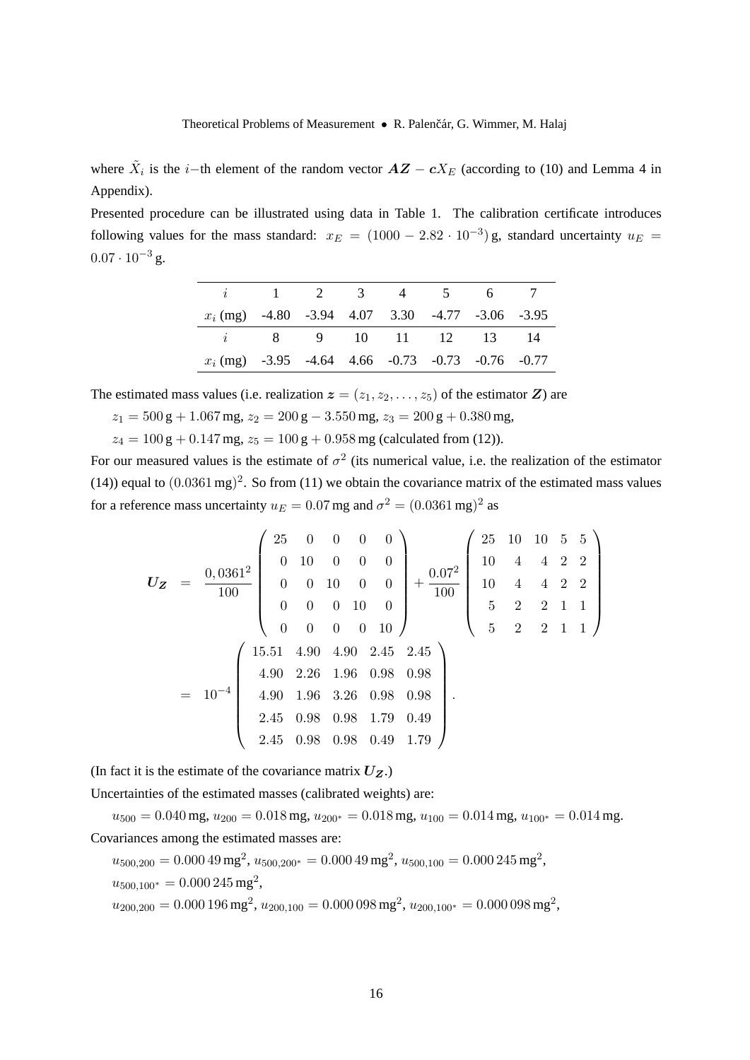where $\tilde{X}_i$ is the $i-$th element of the random vector $\boldsymbol{AZ} - \boldsymbol{c}X_E$ (according to (10) and Lemma 4 in Appendix).

Presented procedure can be illustrated using data in Table 1. The calibration certificate introduces following values for the mass standard: $x_E = (1000 - 2.82 \cdot 10^{-3})$ g, standard uncertainty $u_E = 0.07 \cdot 10^{-3}$ g.

| $i$ | 1 | 2 | 3 | 4 | 5 | 6 | 7 |
|---|---|---|---|---|---|---|---|
| $x_i$ (mg) | -4.80 | -3.94 | 4.07 | 3.30 | -4.77 | -3.06 | -3.95 |
| $i$ | 8 | 9 | 10 | 11 | 12 | 13 | 14 |
| $x_i$ (mg) | -3.95 | -4.64 | 4.66 | -0.73 | -0.73 | -0.76 | -0.77 |

The estimated mass values (i.e. realization $\boldsymbol{z} = (z_1, z_2, \ldots, z_5)$ of the estimator $\boldsymbol{Z}$) are

$z_1 = 500\,\text{g} + 1.067\,\text{mg}$, $z_2 = 200\,\text{g} - 3.550\,\text{mg}$, $z_3 = 200\,\text{g} + 0.380\,\text{mg}$,

$z_4 = 100\,\text{g} + 0.147\,\text{mg}$, $z_5 = 100\,\text{g} + 0.958\,\text{mg}$ (calculated from (12)).

For our measured values is the estimate of $\sigma^2$ (its numerical value, i.e. the realization of the estimator (14)) equal to $(0.0361\,\text{mg})^2$. So from (11) we obtain the covariance matrix of the estimated mass values for a reference mass uncertainty $u_E = 0.07\,\text{mg}$ and $\sigma^2 = (0.0361\,\text{mg})^2$ as

$$
\begin{aligned}
\boldsymbol{U_Z} &= \frac{0,0361^2}{100}\begin{pmatrix} 25 & 0 & 0 & 0 & 0 \\ 0 & 10 & 0 & 0 & 0 \\ 0 & 0 & 10 & 0 & 0 \\ 0 & 0 & 0 & 10 & 0 \\ 0 & 0 & 0 & 0 & 10 \end{pmatrix} + \frac{0.07^2}{100}\begin{pmatrix} 25 & 10 & 10 & 5 & 5 \\ 10 & 4 & 4 & 2 & 2 \\ 10 & 4 & 4 & 2 & 2 \\ 5 & 2 & 2 & 1 & 1 \\ 5 & 2 & 2 & 1 & 1 \end{pmatrix} \\
&= 10^{-4}\begin{pmatrix} 15.51 & 4.90 & 4.90 & 2.45 & 2.45 \\ 4.90 & 2.26 & 1.96 & 0.98 & 0.98 \\ 4.90 & 1.96 & 3.26 & 0.98 & 0.98 \\ 2.45 & 0.98 & 0.98 & 1.79 & 0.49 \\ 2.45 & 0.98 & 0.98 & 0.49 & 1.79 \end{pmatrix}.
\end{aligned}
$$

(In fact it is the estimate of the covariance matrix $\boldsymbol{U_Z}$.)

Uncertainties of the estimated masses (calibrated weights) are:

$u_{500} = 0.040\,\text{mg}$, $u_{200} = 0.018\,\text{mg}$, $u_{200^*} = 0.018\,\text{mg}$, $u_{100} = 0.014\,\text{mg}$, $u_{100^*} = 0.014\,\text{mg}$.

Covariances among the estimated masses are:

$u_{500,200} = 0.000\,49\,\text{mg}^2$, $u_{500,200^*} = 0.000\,49\,\text{mg}^2$, $u_{500,100} = 0.000\,245\,\text{mg}^2$,

$u_{500,100^*} = 0.000\,245\,\text{mg}^2$,

$u_{200,200} = 0.000\,196\,\text{mg}^2$, $u_{200,100} = 0.000\,098\,\text{mg}^2$, $u_{200,100^*} = 0.000\,098\,\text{mg}^2$,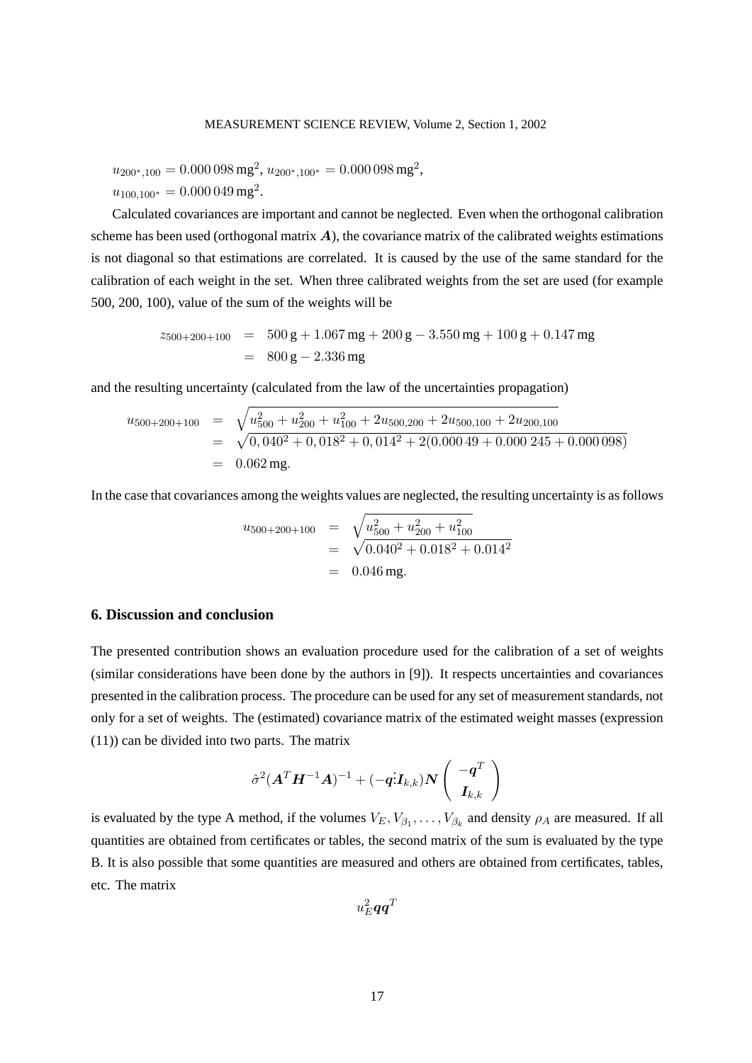$u_{200^*,100} = 0.000\,098\,\mathrm{mg}^2$, $u_{200^*,100^*} = 0.000\,098\,\mathrm{mg}^2$,
$u_{100,100^*} = 0.000\,049\,\mathrm{mg}^2$.

Calculated covariances are important and cannot be neglected. Even when the orthogonal calibration scheme has been used (orthogonal matrix $\boldsymbol{A}$), the covariance matrix of the calibrated weights estimations is not diagonal so that estimations are correlated. It is caused by the use of the same standard for the calibration of each weight in the set. When three calibrated weights from the set are used (for example 500, 200, 100), value of the sum of the weights will be

$$\begin{aligned} z_{500+200+100} &= 500\,\mathrm{g} + 1.067\,\mathrm{mg} + 200\,\mathrm{g} - 3.550\,\mathrm{mg} + 100\,\mathrm{g} + 0.147\,\mathrm{mg} \\ &= 800\,\mathrm{g} - 2.336\,\mathrm{mg} \end{aligned}$$

and the resulting uncertainty (calculated from the law of the uncertainties propagation)

$$\begin{aligned} u_{500+200+100} &= \sqrt{u_{500}^2 + u_{200}^2 + u_{100}^2 + 2u_{500,200} + 2u_{500,100} + 2u_{200,100}} \\ &= \sqrt{0,040^2 + 0,018^2 + 0,014^2 + 2(0.000\,49 + 0.000\,245 + 0.000\,098)} \\ &= 0.062\,\mathrm{mg}. \end{aligned}$$

In the case that covariances among the weights values are neglected, the resulting uncertainty is as follows

$$\begin{aligned} u_{500+200+100} &= \sqrt{u_{500}^2 + u_{200}^2 + u_{100}^2} \\ &= \sqrt{0.040^2 + 0.018^2 + 0.014^2} \\ &= 0.046\,\mathrm{mg}. \end{aligned}$$

## 6. Discussion and conclusion

The presented contribution shows an evaluation procedure used for the calibration of a set of weights (similar considerations have been done by the authors in [9]). It respects uncertainties and covariances presented in the calibration process. The procedure can be used for any set of measurement standards, not only for a set of weights. The (estimated) covariance matrix of the estimated weight masses (expression (11)) can be divided into two parts. The matrix

$$\hat{\sigma}^2(\boldsymbol{A}^T\boldsymbol{H}^{-1}\boldsymbol{A})^{-1} + (-\boldsymbol{q}\vdots\boldsymbol{I}_{k,k})\boldsymbol{N}\begin{pmatrix} -\boldsymbol{q}^T \\ \boldsymbol{I}_{k,k} \end{pmatrix}$$

is evaluated by the type A method, if the volumes $V_E, V_{\beta_1}, \ldots, V_{\beta_k}$ and density $\rho_A$ are measured. If all quantities are obtained from certificates or tables, the second matrix of the sum is evaluated by the type B. It is also possible that some quantities are measured and others are obtained from certificates, tables, etc. The matrix

$$u_E^2\boldsymbol{q}\boldsymbol{q}^T$$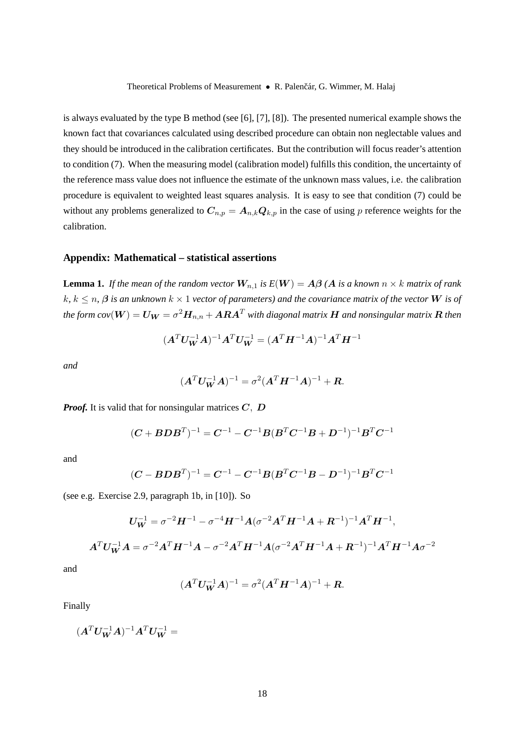is always evaluated by the type B method (see [6], [7], [8]). The presented numerical example shows the known fact that covariances calculated using described procedure can obtain non neglectable values and they should be introduced in the calibration certificates. But the contribution will focus reader's attention to condition (7). When the measuring model (calibration model) fulfills this condition, the uncertainty of the reference mass value does not influence the estimate of the unknown mass values, i.e. the calibration procedure is equivalent to weighted least squares analysis. It is easy to see that condition (7) could be without any problems generalized to $\boldsymbol{C}_{n,p} = \boldsymbol{A}_{n,k}\boldsymbol{Q}_{k,p}$ in the case of using $p$ reference weights for the calibration.

## Appendix: Mathematical – statistical assertions

**Lemma 1.** *If the mean of the random vector $\boldsymbol{W}_{n,1}$ is $E(\boldsymbol{W}) = \boldsymbol{A\beta}$ ($\boldsymbol{A}$ is a known $n \times k$ matrix of rank $k$, $k \le n$, $\boldsymbol{\beta}$ is an unknown $k \times 1$ vector of parameters) and the covariance matrix of the vector $\boldsymbol{W}$ is of the form $cov(\boldsymbol{W}) = \boldsymbol{U_W} = \sigma^2 \boldsymbol{H}_{n,n} + \boldsymbol{ARA}^T$ with diagonal matrix $\boldsymbol{H}$ and nonsingular matrix $\boldsymbol{R}$ then*

$$(\boldsymbol{A}^T \boldsymbol{U}_{\boldsymbol{W}}^{-1} \boldsymbol{A})^{-1} \boldsymbol{A}^T \boldsymbol{U}_{\boldsymbol{W}}^{-1} = (\boldsymbol{A}^T \boldsymbol{H}^{-1} \boldsymbol{A})^{-1} \boldsymbol{A}^T \boldsymbol{H}^{-1}$$

*and*

$$(\boldsymbol{A}^T \boldsymbol{U}_{\boldsymbol{W}}^{-1} \boldsymbol{A})^{-1} = \sigma^2 (\boldsymbol{A}^T \boldsymbol{H}^{-1} \boldsymbol{A})^{-1} + \boldsymbol{R}.$$

***Proof.*** It is valid that for nonsingular matrices $\boldsymbol{C}, \ \boldsymbol{D}$

$$(\boldsymbol{C} + \boldsymbol{BDB}^T)^{-1} = \boldsymbol{C}^{-1} - \boldsymbol{C}^{-1}\boldsymbol{B}(\boldsymbol{B}^T\boldsymbol{C}^{-1}\boldsymbol{B} + \boldsymbol{D}^{-1})^{-1}\boldsymbol{B}^T\boldsymbol{C}^{-1}$$

and

$$(\boldsymbol{C} - \boldsymbol{BDB}^T)^{-1} = \boldsymbol{C}^{-1} - \boldsymbol{C}^{-1}\boldsymbol{B}(\boldsymbol{B}^T\boldsymbol{C}^{-1}\boldsymbol{B} - \boldsymbol{D}^{-1})^{-1}\boldsymbol{B}^T\boldsymbol{C}^{-1}$$

(see e.g. Exercise 2.9, paragraph 1b, in [10]). So

$$\boldsymbol{U}_{\boldsymbol{W}}^{-1} = \sigma^{-2}\boldsymbol{H}^{-1} - \sigma^{-4}\boldsymbol{H}^{-1}\boldsymbol{A}(\sigma^{-2}\boldsymbol{A}^T\boldsymbol{H}^{-1}\boldsymbol{A} + \boldsymbol{R}^{-1})^{-1}\boldsymbol{A}^T\boldsymbol{H}^{-1},$$

$$\boldsymbol{A}^T\boldsymbol{U}_{\boldsymbol{W}}^{-1}\boldsymbol{A} = \sigma^{-2}\boldsymbol{A}^T\boldsymbol{H}^{-1}\boldsymbol{A} - \sigma^{-2}\boldsymbol{A}^T\boldsymbol{H}^{-1}\boldsymbol{A}(\sigma^{-2}\boldsymbol{A}^T\boldsymbol{H}^{-1}\boldsymbol{A} + \boldsymbol{R}^{-1})^{-1}\boldsymbol{A}^T\boldsymbol{H}^{-1}\boldsymbol{A}\sigma^{-2}$$

and

$$(\boldsymbol{A}^T \boldsymbol{U}_{\boldsymbol{W}}^{-1} \boldsymbol{A})^{-1} = \sigma^2 (\boldsymbol{A}^T \boldsymbol{H}^{-1} \boldsymbol{A})^{-1} + \boldsymbol{R}.$$

Finally

$$(\boldsymbol{A}^T \boldsymbol{U}_{\boldsymbol{W}}^{-1} \boldsymbol{A})^{-1} \boldsymbol{A}^T \boldsymbol{U}_{\boldsymbol{W}}^{-1} =$$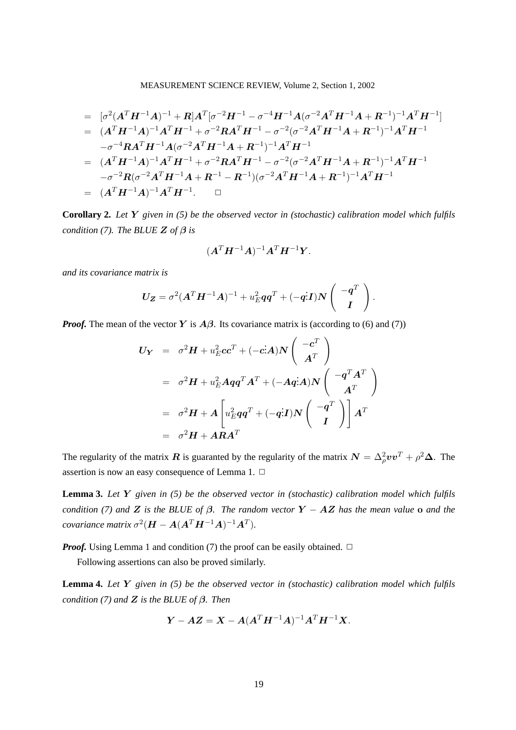$$
\begin{aligned}
&= [\sigma^2(\boldsymbol{A}^T\boldsymbol{H}^{-1}\boldsymbol{A})^{-1} + \boldsymbol{R}]\boldsymbol{A}^T[\sigma^{-2}\boldsymbol{H}^{-1} - \sigma^{-4}\boldsymbol{H}^{-1}\boldsymbol{A}(\sigma^{-2}\boldsymbol{A}^T\boldsymbol{H}^{-1}\boldsymbol{A} + \boldsymbol{R}^{-1})^{-1}\boldsymbol{A}^T\boldsymbol{H}^{-1}] \\
&= (\boldsymbol{A}^T\boldsymbol{H}^{-1}\boldsymbol{A})^{-1}\boldsymbol{A}^T\boldsymbol{H}^{-1} + \sigma^{-2}\boldsymbol{R}\boldsymbol{A}^T\boldsymbol{H}^{-1} - \sigma^{-2}(\sigma^{-2}\boldsymbol{A}^T\boldsymbol{H}^{-1}\boldsymbol{A} + \boldsymbol{R}^{-1})^{-1}\boldsymbol{A}^T\boldsymbol{H}^{-1} \\
&\quad -\sigma^{-4}\boldsymbol{R}\boldsymbol{A}^T\boldsymbol{H}^{-1}\boldsymbol{A}(\sigma^{-2}\boldsymbol{A}^T\boldsymbol{H}^{-1}\boldsymbol{A} + \boldsymbol{R}^{-1})^{-1}\boldsymbol{A}^T\boldsymbol{H}^{-1} \\
&= (\boldsymbol{A}^T\boldsymbol{H}^{-1}\boldsymbol{A})^{-1}\boldsymbol{A}^T\boldsymbol{H}^{-1} + \sigma^{-2}\boldsymbol{R}\boldsymbol{A}^T\boldsymbol{H}^{-1} - \sigma^{-2}(\sigma^{-2}\boldsymbol{A}^T\boldsymbol{H}^{-1}\boldsymbol{A} + \boldsymbol{R}^{-1})^{-1}\boldsymbol{A}^T\boldsymbol{H}^{-1} \\
&\quad -\sigma^{-2}\boldsymbol{R}(\sigma^{-2}\boldsymbol{A}^T\boldsymbol{H}^{-1}\boldsymbol{A} + \boldsymbol{R}^{-1} - \boldsymbol{R}^{-1})(\sigma^{-2}\boldsymbol{A}^T\boldsymbol{H}^{-1}\boldsymbol{A} + \boldsymbol{R}^{-1})^{-1}\boldsymbol{A}^T\boldsymbol{H}^{-1} \\
&= (\boldsymbol{A}^T\boldsymbol{H}^{-1}\boldsymbol{A})^{-1}\boldsymbol{A}^T\boldsymbol{H}^{-1}. \qquad \square
\end{aligned}
$$

**Corollary 2.** *Let $\boldsymbol{Y}$ given in (5) be the observed vector in (stochastic) calibration model which fulfils condition (7). The BLUE $\boldsymbol{Z}$ of $\boldsymbol{\beta}$ is*

$$
(\boldsymbol{A}^T\boldsymbol{H}^{-1}\boldsymbol{A})^{-1}\boldsymbol{A}^T\boldsymbol{H}^{-1}\boldsymbol{Y}.
$$

*and its covariance matrix is*

$$
\boldsymbol{U_Z} = \sigma^2(\boldsymbol{A}^T\boldsymbol{H}^{-1}\boldsymbol{A})^{-1} + u_E^2\boldsymbol{q}\boldsymbol{q}^T + (-\boldsymbol{q}\vdots\boldsymbol{I})\boldsymbol{N}\begin{pmatrix} -\boldsymbol{q}^T \\ \boldsymbol{I} \end{pmatrix}.
$$

***Proof.*** The mean of the vector $\boldsymbol{Y}$ is $\boldsymbol{A}\boldsymbol{\beta}$. Its covariance matrix is (according to (6) and (7))

$$
\begin{aligned}
\boldsymbol{U_Y} &= \sigma^2\boldsymbol{H} + u_E^2\boldsymbol{c}\boldsymbol{c}^T + (-\boldsymbol{c}\vdots\boldsymbol{A})\boldsymbol{N}\begin{pmatrix} -\boldsymbol{c}^T \\ \boldsymbol{A}^T \end{pmatrix} \\
&= \sigma^2\boldsymbol{H} + u_E^2\boldsymbol{A}\boldsymbol{q}\boldsymbol{q}^T\boldsymbol{A}^T + (-\boldsymbol{A}\boldsymbol{q}\vdots\boldsymbol{A})\boldsymbol{N}\begin{pmatrix} -\boldsymbol{q}^T\boldsymbol{A}^T \\ \boldsymbol{A}^T \end{pmatrix} \\
&= \sigma^2\boldsymbol{H} + \boldsymbol{A}\left[u_E^2\boldsymbol{q}\boldsymbol{q}^T + (-\boldsymbol{q}\vdots\boldsymbol{I})\boldsymbol{N}\begin{pmatrix} -\boldsymbol{q}^T \\ \boldsymbol{I} \end{pmatrix}\right]\boldsymbol{A}^T \\
&= \sigma^2\boldsymbol{H} + \boldsymbol{A}\boldsymbol{R}\boldsymbol{A}^T
\end{aligned}
$$

The regularity of the matrix $\boldsymbol{R}$ is guaranted by the regularity of the matrix $\boldsymbol{N} = \Delta_\rho^2\boldsymbol{v}\boldsymbol{v}^T + \rho^2\boldsymbol{\Delta}$. The assertion is now an easy consequence of Lemma 1. $\square$

**Lemma 3.** *Let $\boldsymbol{Y}$ given in (5) be the observed vector in (stochastic) calibration model which fulfils condition (7) and $\boldsymbol{Z}$ is the BLUE of $\boldsymbol{\beta}$. The random vector $\boldsymbol{Y} - \boldsymbol{A}\boldsymbol{Z}$ has the mean value $\mathbf{o}$ and the covariance matrix $\sigma^2(\boldsymbol{H} - \boldsymbol{A}(\boldsymbol{A}^T\boldsymbol{H}^{-1}\boldsymbol{A})^{-1}\boldsymbol{A}^T)$.*

***Proof.*** Using Lemma 1 and condition (7) the proof can be easily obtained. $\square$

Following assertions can also be proved similarly.

**Lemma 4.** *Let $\boldsymbol{Y}$ given in (5) be the observed vector in (stochastic) calibration model which fulfils condition (7) and $\boldsymbol{Z}$ is the BLUE of $\boldsymbol{\beta}$. Then*

$$
\boldsymbol{Y} - \boldsymbol{A}\boldsymbol{Z} = \boldsymbol{X} - \boldsymbol{A}(\boldsymbol{A}^T\boldsymbol{H}^{-1}\boldsymbol{A})^{-1}\boldsymbol{A}^T\boldsymbol{H}^{-1}\boldsymbol{X}.
$$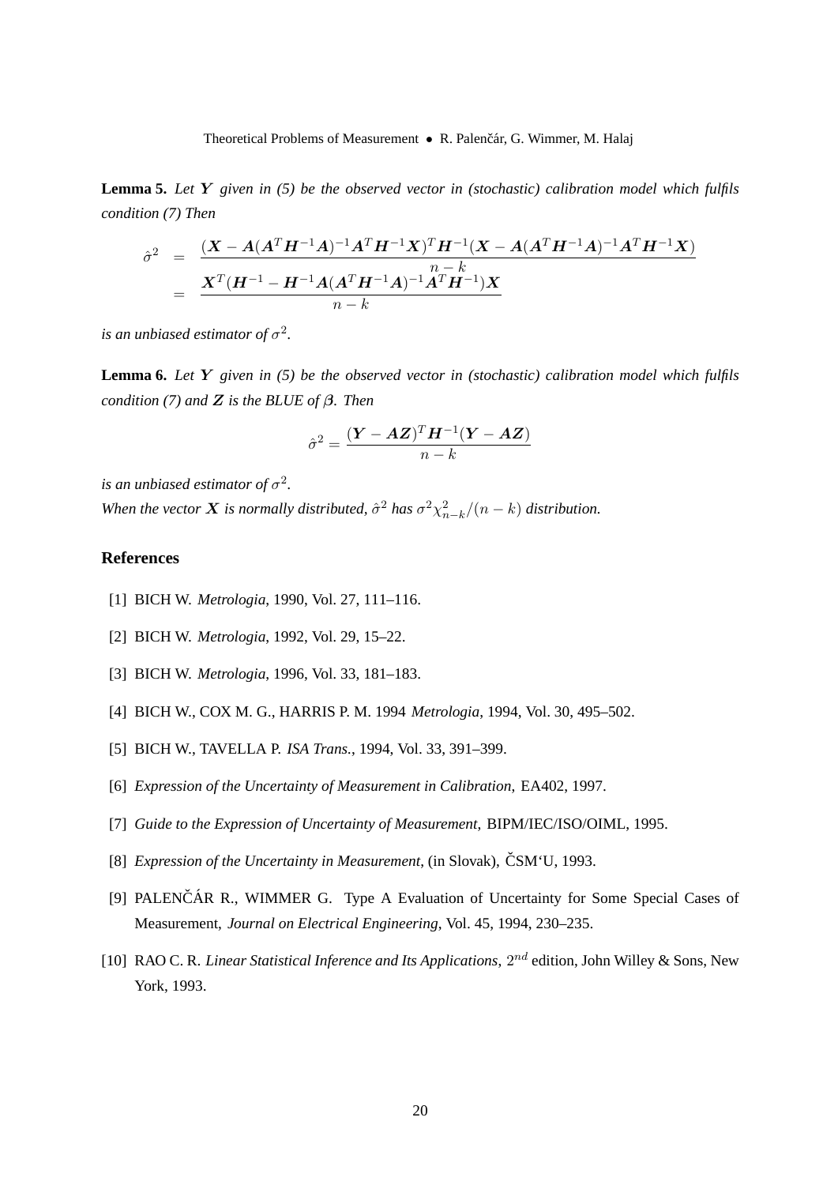**Lemma 5.** *Let $\boldsymbol{Y}$ given in (5) be the observed vector in (stochastic) calibration model which fulfils condition (7) Then*

$$
\begin{aligned}
\hat{\sigma}^2 &= \frac{(\boldsymbol{X} - \boldsymbol{A}(\boldsymbol{A}^T\boldsymbol{H}^{-1}\boldsymbol{A})^{-1}\boldsymbol{A}^T\boldsymbol{H}^{-1}\boldsymbol{X})^T\boldsymbol{H}^{-1}(\boldsymbol{X} - \boldsymbol{A}(\boldsymbol{A}^T\boldsymbol{H}^{-1}\boldsymbol{A})^{-1}\boldsymbol{A}^T\boldsymbol{H}^{-1}\boldsymbol{X})}{n-k} \\
&= \frac{\boldsymbol{X}^T(\boldsymbol{H}^{-1} - \boldsymbol{H}^{-1}\boldsymbol{A}(\boldsymbol{A}^T\boldsymbol{H}^{-1}\boldsymbol{A})^{-1}\boldsymbol{A}^T\boldsymbol{H}^{-1})\boldsymbol{X}}{n-k}
\end{aligned}
$$

*is an unbiased estimator of $\sigma^2$.*

**Lemma 6.** *Let $\boldsymbol{Y}$ given in (5) be the observed vector in (stochastic) calibration model which fulfils condition (7) and $\boldsymbol{Z}$ is the BLUE of $\boldsymbol{\beta}$. Then*

$$
\hat{\sigma}^2 = \frac{(\boldsymbol{Y} - \boldsymbol{A}\boldsymbol{Z})^T\boldsymbol{H}^{-1}(\boldsymbol{Y} - \boldsymbol{A}\boldsymbol{Z})}{n-k}
$$

*is an unbiased estimator of $\sigma^2$.*
*When the vector $\boldsymbol{X}$ is normally distributed, $\hat{\sigma}^2$ has $\sigma^2\chi^2_{n-k}/(n-k)$ distribution.*

## References

[1] BICH W. *Metrologia*, 1990, Vol. 27, 111–116.

[2] BICH W. *Metrologia*, 1992, Vol. 29, 15–22.

[3] BICH W. *Metrologia*, 1996, Vol. 33, 181–183.

[4] BICH W., COX M. G., HARRIS P. M. 1994 *Metrologia*, 1994, Vol. 30, 495–502.

[5] BICH W., TAVELLA P. *ISA Trans.*, 1994, Vol. 33, 391–399.

[6] *Expression of the Uncertainty of Measurement in Calibration*, EA402, 1997.

[7] *Guide to the Expression of Uncertainty of Measurement*, BIPM/IEC/ISO/OIML, 1995.

[8] *Expression of the Uncertainty in Measurement*, (in Slovak), ČSM‘U, 1993.

[9] PALENČÁR R., WIMMER G. Type A Evaluation of Uncertainty for Some Special Cases of Measurement, *Journal on Electrical Engineering*, Vol. 45, 1994, 230–235.

[10] RAO C. R. *Linear Statistical Inference and Its Applications*, $2^{nd}$ edition, John Willey & Sons, New York, 1993.